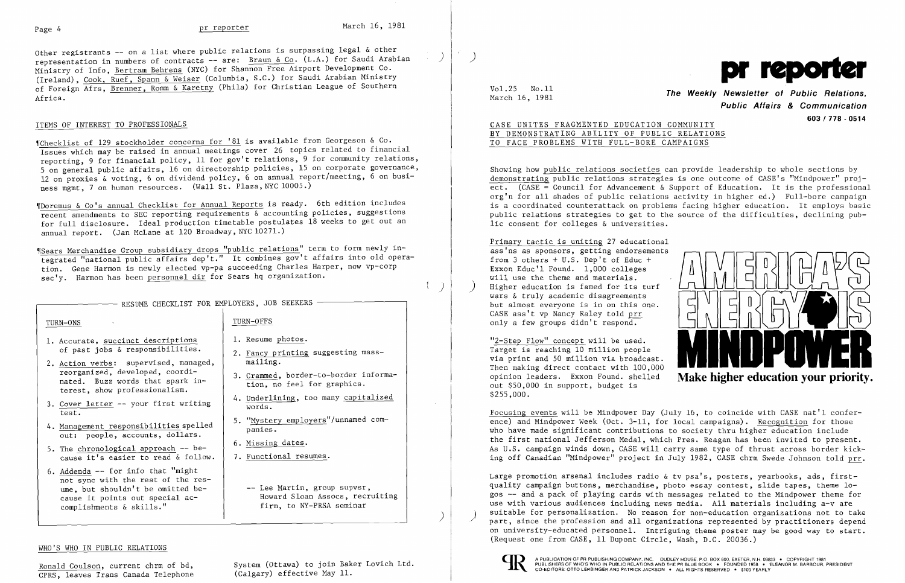Other registrants -- on a list where public relations is surpassing legal & other representation in numbers of contracts -- are: Braun & Co. (L.A.) for Saudi Arabian Ministry of Info, Bertram Behrens (NYC) for Shannon Free Airport Development Co. (Ireland), Cook, Ruef, Spann & Weiser (Columbia, S.C.) for Saudi Arabian Ministry of Foreign Afrs, Brenner, Romm & Karetny (Phila) for Christian League of Southern Africa.

## ITEMS OF INTEREST TO PROFESSIONALS

¶Checklist of 129 stockholder concerns for '81 is available from Georgeson & Co. Issues which may be raised in annual meetings cover 26 topics related to financial reporting, 9 for financial policy, 11 for gov't relations, 9 for community relations, 5 on general public affairs, 16 on directorship policies, 15 on corporate governance, 12 on proxies & voting, 6 on dividend policy, 6 on annual report/meeting, 6 on business mgmt, 7 on human resources. (Wall St. Plaza, NYC 10005.)

¶Doremus & Co's annual Checklist for Annual Reports is ready. 6th edition includes recent amendments to SEC reporting requirements & accounting policies, suggestions for full disclosure. Ideal production timetable postulates 18 weeks to get out an annual report. (Jan McLane at 120 Broadway, NYC 10271.)

¶Sears Merchandise Group subsidiary drops "public relations" term to form newly integrated "national public affairs dep't." It combines gov't affairs into old operation. Gene Harmon is newly elected vp-pa succeeding Charles Harper, now vp-corp sec'y. Harmon has been personnel dir for Sears hq organization.

### RESUME CHECKLIST FOR EMPLOYERS, JOB SEEKERS

**TURN-ONS**

1. Accurate, succinct descriptions of past jobs & responsibilities.
2. Action verbs: supervised, managed, reorganized, developed, coordinated. Buzz words that spark interest, show professionalism.
3. Cover letter -- your first writing test.
4. Management responsibilities spelled out: people, accounts, dollars.
5. The chronological approach -- because it's easier to read & follow.
6. Addenda -- for info that "might not sync with the rest of the resume, but shouldn't be omitted because it points out special accomplishments & skills."

**TURN-OFFS**

1. Resume photos.
2. Fancy printing suggesting mass-mailing.
3. Crammed, border-to-border information, no feel for graphics.
4. Underlining, too many capitalized words.
5. "Mystery employers"/unnamed companies.
6. Missing dates.
7. Functional resumes.

-- Lee Martin, group supvsr, Howard Sloan Assocs, recruiting firm, to NY-PRSA seminar

## WHO'S WHO IN PUBLIC RELATIONS

Ronald Coulson, current chrm of bd, CPRS, leaves Trans Canada Telephone System (Ottawa) to join Baker Lovich Ltd. (Calgary) effective May 11.

# pr reporter

Vol.25 No.11
March 16, 1981

**The Weekly Newsletter of Public Relations, Public Affairs & Communication**

**603 / 778 - 0514**

## CASE UNITES FRAGMENTED EDUCATION COMMUNITY BY DEMONSTRATING ABILITY OF PUBLIC RELATIONS TO FACE PROBLEMS WITH FULL-BORE CAMPAIGNS

Showing how public relations societies can provide leadership to whole sections by demonstrating public relations strategies is one outcome of CASE's "Mindpower" project. (CASE = Council for Advancement & Support of Education. It is the professional org'n for all shades of public relations activity in higher ed.) Full-bore campaign is a coordinated counterattack on problems facing higher education. It employs basic public relations strategies to get to the source of the difficulties, declining public consent for colleges & universities.

Primary tactic is uniting 27 educational ass'ns as sponsors, getting endorsements from 3 others + U.S. Dep't of Educ + Exxon Educ'l Found. 1,000 colleges will use the theme and materials. Higher education is famed for its turf wars & truly academic disagreements but almost everyone is in on this one. CASE ass't vp Nancy Raley told prr only a few groups didn't respond.

AMERICA'S ENERGY IS MINDPOWER

**Make higher education your priority.**

"2-Step Flow" concept will be used. Target is reaching 10 million people via print and 50 million via broadcast. Then making direct contact with 100,000 opinion leaders. Exxon Found. shelled out $50,000 in support, budget is $255,000.

Focusing events will be Mindpower Day (July 16, to coincide with CASE nat'l conference) and Mindpower Week (Oct. 3-11, for local campaigns). Recognition for those who have made significant contributions to society thru higher education include the first national Jefferson Medal, which Pres. Reagan has been invited to present. As U.S. campaign winds down, CASE will carry same type of thrust across border kicking off Canadian "Mindpower" project in July 1982, CASE chrm Swede Johnson told prr.

Large promotion arsenal includes radio & tv psa's, posters, yearbooks, ads, first-quality campaign buttons, merchandise, photo essay contest, slide tapes, theme logos -- and a pack of playing cards with messages related to the Mindpower theme for use with various audiences including news media. All materials including a-v are suitable for personalization. No reason for non-education organizations not to take part, since the profession and all organizations represented by practitioners depend on university-educated personnel. Intriguing theme poster may be good way to start. (Request one from CASE, 11 Dupont Circle, Wash, D.C. 20036.)

A PUBLICATION OF PR PUBLISHING COMPANY, INC. DUDLEY HOUSE, P.O. BOX 600, EXETER, N.H. 03833 • COPYRIGHT 1981 PUBLISHERS OF WHO'S WHO IN PUBLIC RELATIONS AND THE PR BLUE BOOK • FOUNDED 1958 • ELEANOR M. BARBOUR, PRESIDENT CO-EDITORS: OTTO LERBINGER AND PATRICK JACKSON • ALL RIGHTS RESERVED • $100 YEARLY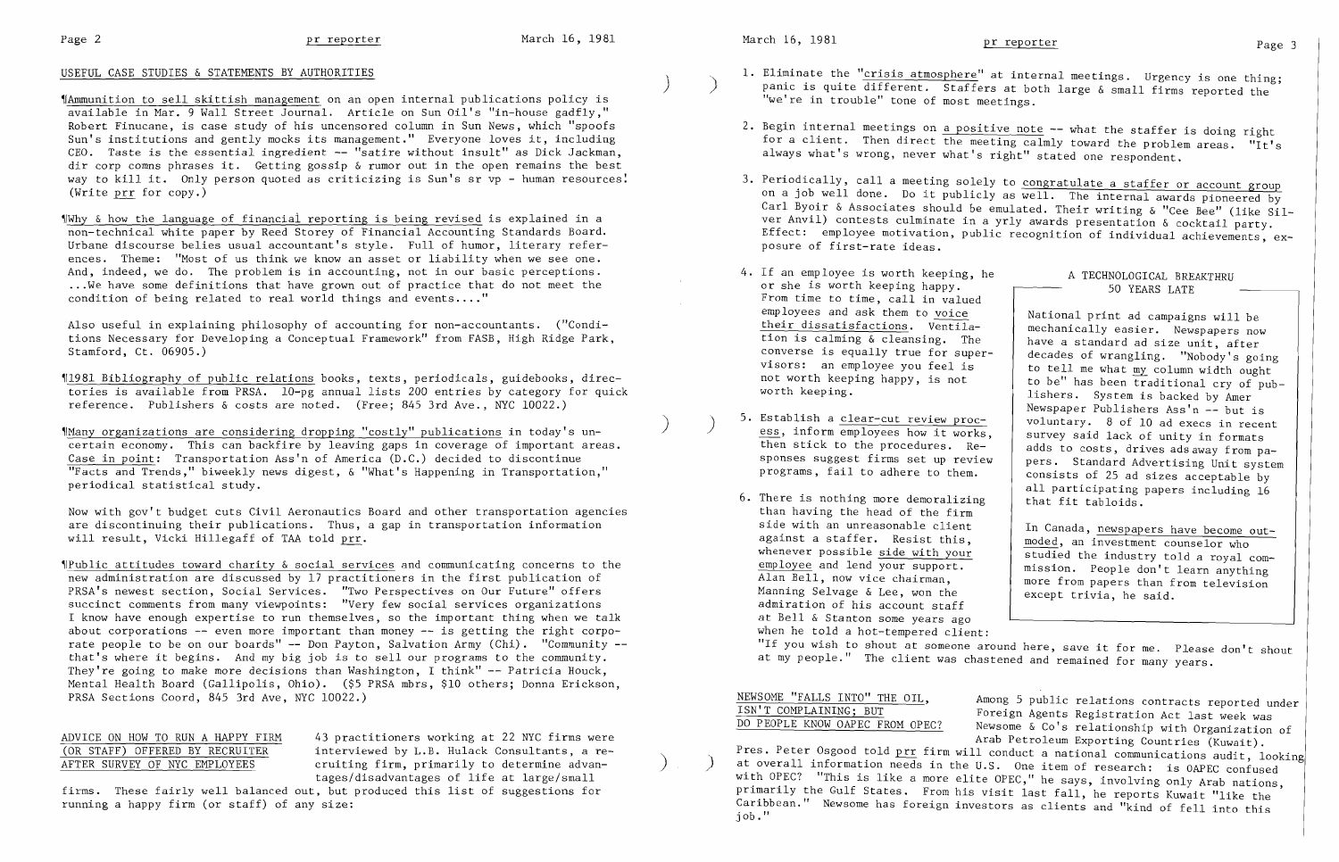## USEFUL CASE STUDIES & STATEMENTS BY AUTHORITIES

¶Ammunition to sell skittish management on an open internal publications policy is available in Mar. 9 Wall Street Journal. Article on Sun Oil's "in-house gadfly," Robert Finucane, is case study of his uncensored column in Sun News, which "spoofs Sun's institutions and gently mocks its management." Everyone loves it, including CEO. Taste is the essential ingredient -- "satire without insult" as Dick Jackman, dir corp comns phrases it. Getting gossip & rumor out in the open remains the best way to kill it. Only person quoted as criticizing is Sun's sr vp - human resources! (Write prr for copy.)

¶Why & how the language of financial reporting is being revised is explained in a non-technical white paper by Reed Storey of Financial Accounting Standards Board. Urbane discourse belies usual accountant's style. Full of humor, literary references. Theme: "Most of us think we know an asset or liability when we see one. And, indeed, we do. The problem is in accounting, not in our basic perceptions. ...We have some definitions that have grown out of practice that do not meet the condition of being related to real world things and events...."

Also useful in explaining philosophy of accounting for non-accountants. ("Conditions Necessary for Developing a Conceptual Framework" from FASB, High Ridge Park, Stamford, Ct. 06905.)

¶1981 Bibliography of public relations books, texts, periodicals, guidebooks, directories is available from PRSA. 10-pg annual lists 200 entries by category for quick reference. Publishers & costs are noted. (Free; 845 3rd Ave., NYC 10022.)

¶Many organizations are considering dropping "costly" publications in today's uncertain economy. This can backfire by leaving gaps in coverage of important areas. Case in point: Transportation Ass'n of America (D.C.) decided to discontinue "Facts and Trends," biweekly news digest, & "What's Happening in Transportation," periodical statistical study.

Now with gov't budget cuts Civil Aeronautics Board and other transportation agencies are discontinuing their publications. Thus, a gap in transportation information will result, Vicki Hillegaff of TAA told prr.

¶Public attitudes toward charity & social services and communicating concerns to the new administration are discussed by 17 practitioners in the first publication of PRSA's newest section, Social Services. "Two Perspectives on Our Future" offers succinct comments from many viewpoints: "Very few social services organizations I know have enough expertise to run themselves, so the important thing when we talk about corporations -- even more important than money -- is getting the right corporate people to be on our boards" -- Don Payton, Salvation Army (Chi). "Community -- that's where it begins. And my big job is to sell our programs to the community. They're going to make more decisions than Washington, I think" -- Patricia Houck, Mental Health Board (Gallipolis, Ohio). ($5 PRSA mbrs, $10 others; Donna Erickson, PRSA Sections Coord, 845 3rd Ave, NYC 10022.)

## ADVICE ON HOW TO RUN A HAPPY FIRM (OR STAFF) OFFERED BY RECRUITER AFTER SURVEY OF NYC EMPLOYEES

43 practitioners working at 22 NYC firms were interviewed by L.B. Hulack Consultants, a recruiting firm, primarily to determine advantages/disadvantages of life at large/small firms. These fairly well balanced out, but produced this list of suggestions for running a happy firm (or staff) of any size:

1. Eliminate the "crisis atmosphere" at internal meetings. Urgency is one thing; panic is quite different. Staffers at both large & small firms reported the "we're in trouble" tone of most meetings.

2. Begin internal meetings on a positive note -- what the staffer is doing right for a client. Then direct the meeting calmly toward the problem areas. "It's always what's wrong, never what's right" stated one respondent.

3. Periodically, call a meeting solely to congratulate a staffer or account group on a job well done. Do it publicly as well. The internal awards pioneered by Carl Byoir & Associates should be emulated. Their writing & "Cee Bee" (like Silver Anvil) contests culminate in a yrly awards presentation & cocktail party. Effect: employee motivation, public recognition of individual achievements, exposure of first-rate ideas.

4. If an employee is worth keeping, he or she is worth keeping happy. From time to time, call in valued employees and ask them to voice their dissatisfactions. Ventilation is calming & cleansing. The converse is equally true for supervisors: an employee you feel is not worth keeping happy, is not worth keeping.

5. Establish a clear-cut review process, inform employees how it works, then stick to the procedures. Responses suggest firms set up review programs, fail to adhere to them.

6. There is nothing more demoralizing than having the head of the firm side with an unreasonable client against a staffer. Resist this, whenever possible side with your employee and lend your support. Alan Bell, now vice chairman, Manning Selvage & Lee, won the admiration of his account staff at Bell & Stanton some years ago when he told a hot-tempered client: "If you wish to shout at someone around here, save it for me. Please don't shout at my people." The client was chastened and remained for many years.

### A TECHNOLOGICAL BREAKTHRU 50 YEARS LATE

National print ad campaigns will be mechanically easier. Newspapers now have a standard ad size unit, after decades of wrangling. "Nobody's going to tell me what my column width ought to be" has been traditional cry of publishers. System is backed by Amer Newspaper Publishers Ass'n -- but is voluntary. 8 of 10 ad execs in recent survey said lack of unity in formats adds to costs, drives ads away from papers. Standard Advertising Unit system consists of 25 ad sizes acceptable by all participating papers including 16 that fit tabloids.

In Canada, newspapers have become outmoded, an investment counselor who studied the industry told a royal commission. People don't learn anything more from papers than from television except trivia, he said.

## NEWSOME "FALLS INTO" THE OIL, ISN'T COMPLAINING; BUT DO PEOPLE KNOW OAPEC FROM OPEC?

Among 5 public relations contracts reported under Foreign Agents Registration Act last week was Newsome & Co's relationship with Organization of Arab Petroleum Exporting Countries (Kuwait). Pres. Peter Osgood told prr firm will conduct a national communications audit, looking at overall information needs in the U.S. One item of research: is OAPEC confused with OPEC? "This is like a more elite OPEC," he says, involving only Arab nations, primarily the Gulf States. From his visit last fall, he reports Kuwait "like the Caribbean." Newsome has foreign investors as clients and "kind of fell into this job."